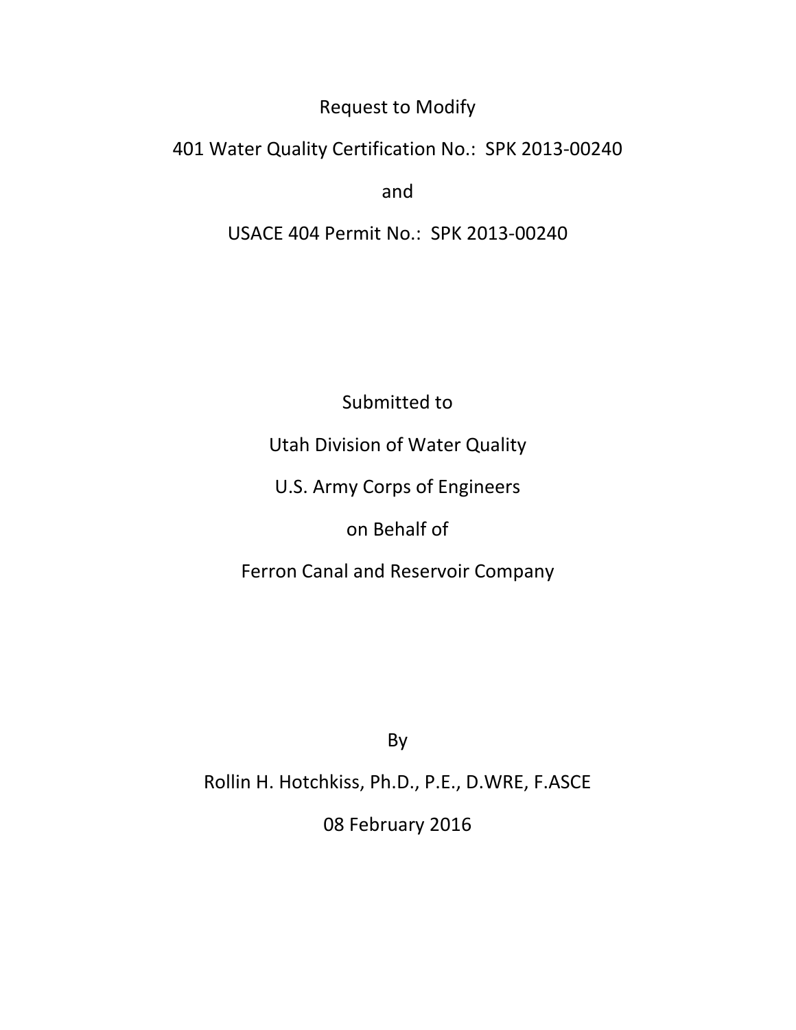# Request to Modify

# 401 Water Quality Certification No.: SPK 2013-00240

and

# USACE 404 Permit No.: SPK 2013-00240

Submitted to

Utah Division of Water Quality

U.S. Army Corps of Engineers

on Behalf of

Ferron Canal and Reservoir Company

By

Rollin H. Hotchkiss, Ph.D., P.E., D.WRE, F.ASCE

08 February 2016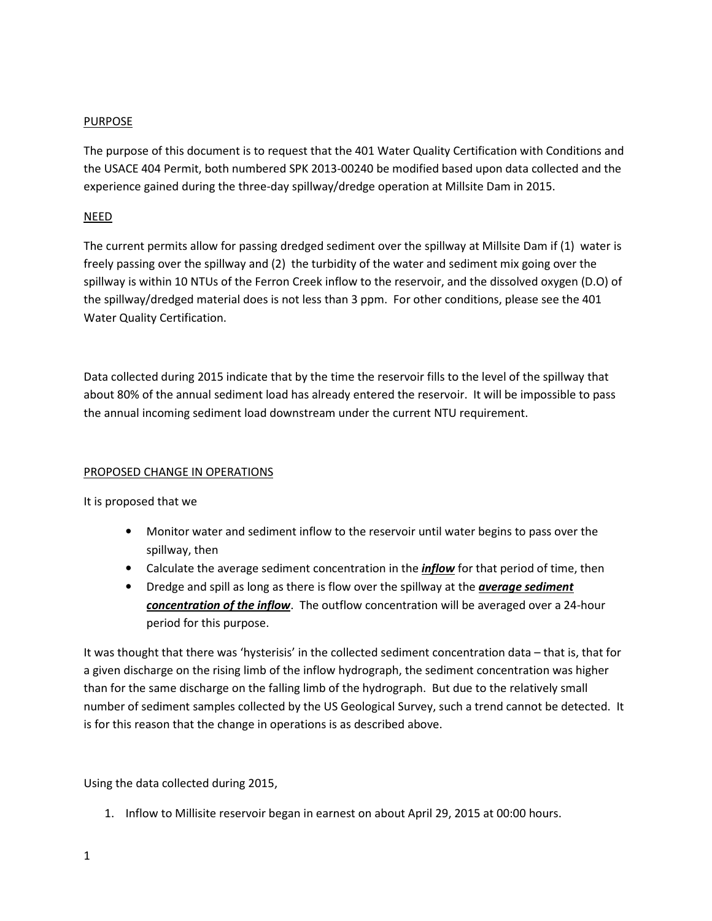PURPOSE

The purpose of this document is to request that the 401 Water Quality Certification with Conditions and the USACE 404 Permit, both numbered SPK 2013-00240 be modified based upon data collected and the experience gained during the three-day spillway/dredge operation at Millsite Dam in 2015.

NEED

The current permits allow for passing dredged sediment over the spillway at Millsite Dam if (1) water is freely passing over the spillway and (2) the turbidity of the water and sediment mix going over the spillway is within 10 NTUs of the Ferron Creek inflow to the reservoir, and the dissolved oxygen (D.O) of the spillway/dredged material does is not less than 3 ppm. For other conditions, please see the 401 Water Quality Certification.

Data collected during 2015 indicate that by the time the reservoir fills to the level of the spillway that about 80% of the annual sediment load has already entered the reservoir. It will be impossible to pass the annual incoming sediment load downstream under the current NTU requirement.

PROPOSED CHANGE IN OPERATIONS

It is proposed that we

- Monitor water and sediment inflow to the reservoir until water begins to pass over the spillway, then
- Calculate the average sediment concentration in the ***inflow*** for that period of time, then
- Dredge and spill as long as there is flow over the spillway at the ***average sediment concentration of the inflow***. The outflow concentration will be averaged over a 24-hour period for this purpose.

It was thought that there was 'hysterisis' in the collected sediment concentration data – that is, that for a given discharge on the rising limb of the inflow hydrograph, the sediment concentration was higher than for the same discharge on the falling limb of the hydrograph. But due to the relatively small number of sediment samples collected by the US Geological Survey, such a trend cannot be detected. It is for this reason that the change in operations is as described above.

Using the data collected during 2015,

1. Inflow to Millisite reservoir began in earnest on about April 29, 2015 at 00:00 hours.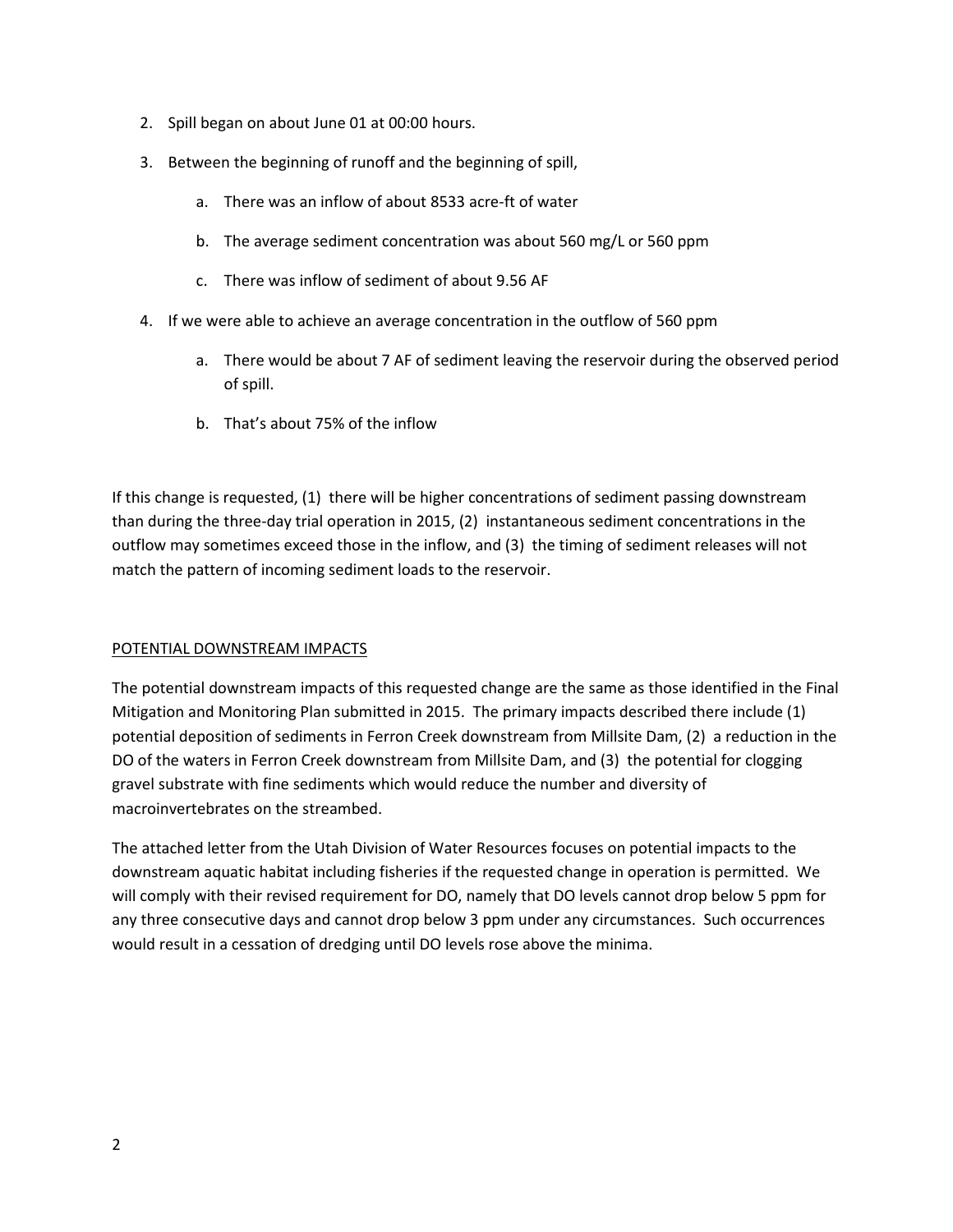2. Spill began on about June 01 at 00:00 hours.
3. Between the beginning of runoff and the beginning of spill,
    a. There was an inflow of about 8533 acre-ft of water
    b. The average sediment concentration was about 560 mg/L or 560 ppm
    c. There was inflow of sediment of about 9.56 AF
4. If we were able to achieve an average concentration in the outflow of 560 ppm
    a. There would be about 7 AF of sediment leaving the reservoir during the observed period of spill.
    b. That's about 75% of the inflow

If this change is requested, (1) there will be higher concentrations of sediment passing downstream than during the three-day trial operation in 2015, (2) instantaneous sediment concentrations in the outflow may sometimes exceed those in the inflow, and (3) the timing of sediment releases will not match the pattern of incoming sediment loads to the reservoir.

## POTENTIAL DOWNSTREAM IMPACTS

The potential downstream impacts of this requested change are the same as those identified in the Final Mitigation and Monitoring Plan submitted in 2015. The primary impacts described there include (1) potential deposition of sediments in Ferron Creek downstream from Millsite Dam, (2) a reduction in the DO of the waters in Ferron Creek downstream from Millsite Dam, and (3) the potential for clogging gravel substrate with fine sediments which would reduce the number and diversity of macroinvertebrates on the streambed.

The attached letter from the Utah Division of Water Resources focuses on potential impacts to the downstream aquatic habitat including fisheries if the requested change in operation is permitted. We will comply with their revised requirement for DO, namely that DO levels cannot drop below 5 ppm for any three consecutive days and cannot drop below 3 ppm under any circumstances. Such occurrences would result in a cessation of dredging until DO levels rose above the minima.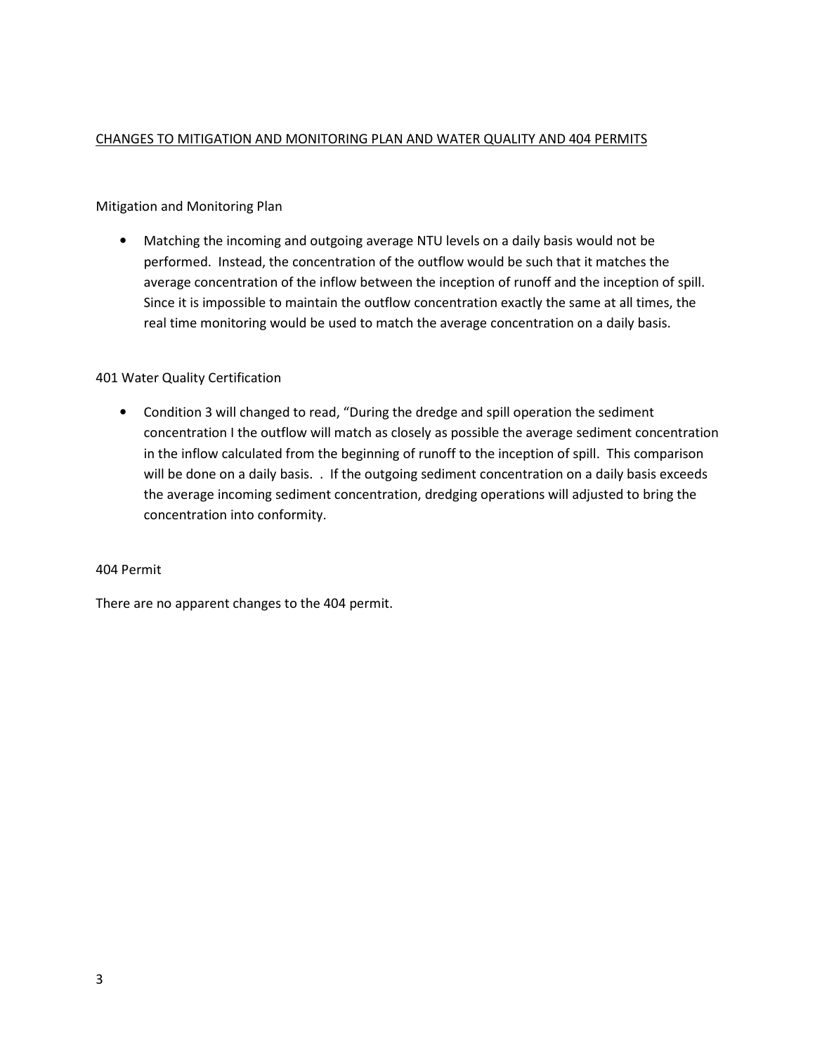CHANGES TO MITIGATION AND MONITORING PLAN AND WATER QUALITY AND 404 PERMITS

Mitigation and Monitoring Plan

- Matching the incoming and outgoing average NTU levels on a daily basis would not be performed. Instead, the concentration of the outflow would be such that it matches the average concentration of the inflow between the inception of runoff and the inception of spill. Since it is impossible to maintain the outflow concentration exactly the same at all times, the real time monitoring would be used to match the average concentration on a daily basis.

401 Water Quality Certification

- Condition 3 will changed to read, "During the dredge and spill operation the sediment concentration I the outflow will match as closely as possible the average sediment concentration in the inflow calculated from the beginning of runoff to the inception of spill. This comparison will be done on a daily basis. . If the outgoing sediment concentration on a daily basis exceeds the average incoming sediment concentration, dredging operations will adjusted to bring the concentration into conformity.

404 Permit

There are no apparent changes to the 404 permit.